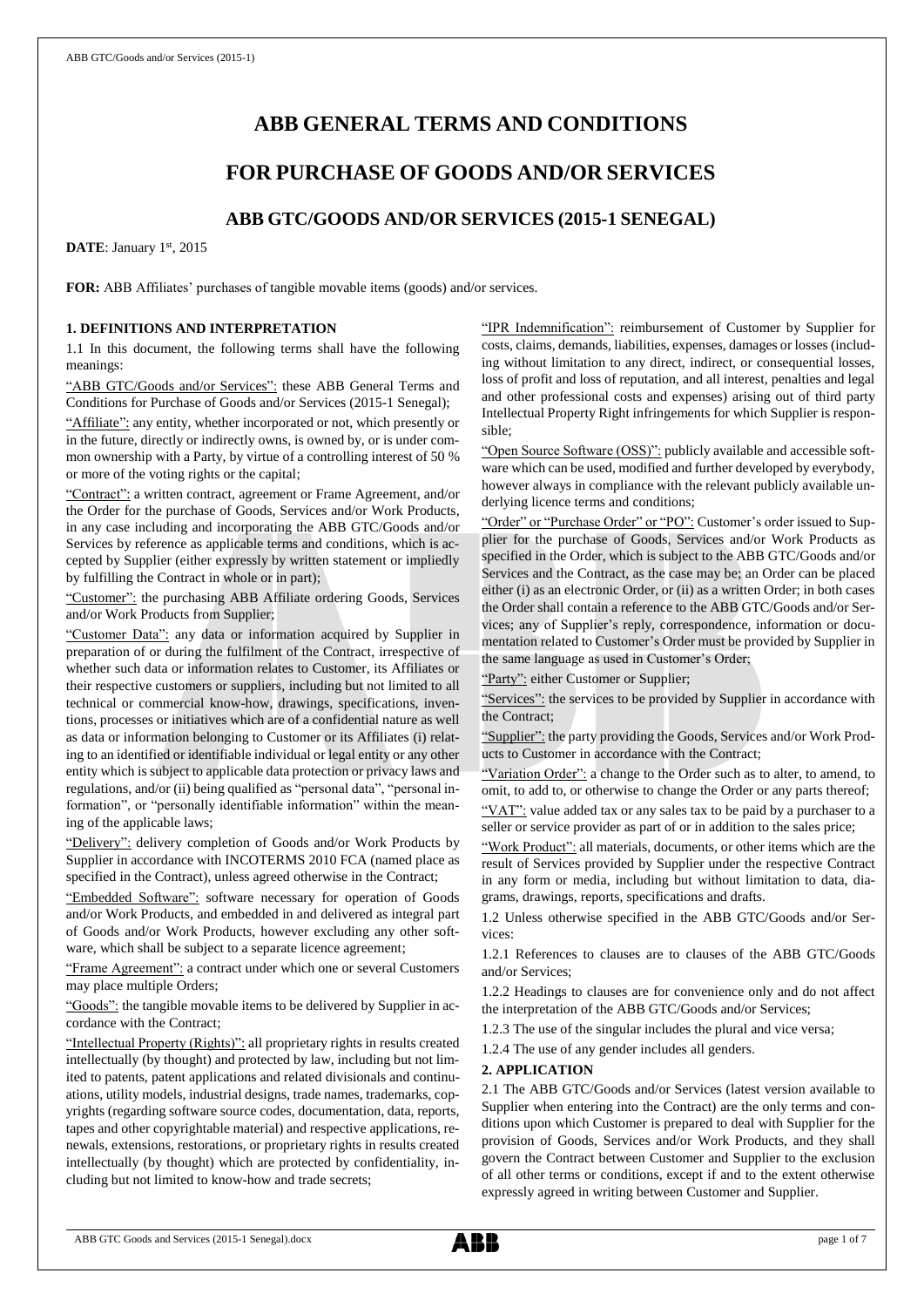# ABB GENERAL TERMS AND CONDITIONS

# FOR PURCHASE OF GOODS AND/OR SERVICES

## ABB GTC/GOODS AND/OR SERVICES (2015-1 SENEGAL)

**DATE**: January 1st, 2015

**FOR:** ABB Affiliates' purchases of tangible movable items (goods) and/or services.

### 1. DEFINITIONS AND INTERPRETATION

1.1 In this document, the following terms shall have the following meanings:

"ABB GTC/Goods and/or Services": these ABB General Terms and Conditions for Purchase of Goods and/or Services (2015-1 Senegal);

"Affiliate": any entity, whether incorporated or not, which presently or in the future, directly or indirectly owns, is owned by, or is under common ownership with a Party, by virtue of a controlling interest of 50 % or more of the voting rights or the capital;

"Contract": a written contract, agreement or Frame Agreement, and/or the Order for the purchase of Goods, Services and/or Work Products, in any case including and incorporating the ABB GTC/Goods and/or Services by reference as applicable terms and conditions, which is accepted by Supplier (either expressly by written statement or impliedly by fulfilling the Contract in whole or in part);

"Customer": the purchasing ABB Affiliate ordering Goods, Services and/or Work Products from Supplier;

"Customer Data": any data or information acquired by Supplier in preparation of or during the fulfilment of the Contract, irrespective of whether such data or information relates to Customer, its Affiliates or their respective customers or suppliers, including but not limited to all technical or commercial know-how, drawings, specifications, inventions, processes or initiatives which are of a confidential nature as well as data or information belonging to Customer or its Affiliates (i) relating to an identified or identifiable individual or legal entity or any other entity which is subject to applicable data protection or privacy laws and regulations, and/or (ii) being qualified as "personal data", "personal information", or "personally identifiable information" within the meaning of the applicable laws;

"Delivery": delivery completion of Goods and/or Work Products by Supplier in accordance with INCOTERMS 2010 FCA (named place as specified in the Contract), unless agreed otherwise in the Contract;

"Embedded Software": software necessary for operation of Goods and/or Work Products, and embedded in and delivered as integral part of Goods and/or Work Products, however excluding any other software, which shall be subject to a separate licence agreement;

"Frame Agreement": a contract under which one or several Customers may place multiple Orders;

"Goods": the tangible movable items to be delivered by Supplier in accordance with the Contract;

"Intellectual Property (Rights)": all proprietary rights in results created intellectually (by thought) and protected by law, including but not limited to patents, patent applications and related divisionals and continuations, utility models, industrial designs, trade names, trademarks, copyrights (regarding software source codes, documentation, data, reports, tapes and other copyrightable material) and respective applications, renewals, extensions, restorations, or proprietary rights in results created intellectually (by thought) which are protected by confidentiality, including but not limited to know-how and trade secrets;

"IPR Indemnification": reimbursement of Customer by Supplier for costs, claims, demands, liabilities, expenses, damages or losses (including without limitation to any direct, indirect, or consequential losses, loss of profit and loss of reputation, and all interest, penalties and legal and other professional costs and expenses) arising out of third party Intellectual Property Right infringements for which Supplier is responsible;

"Open Source Software (OSS)": publicly available and accessible software which can be used, modified and further developed by everybody, however always in compliance with the relevant publicly available underlying licence terms and conditions;

"Order" or "Purchase Order" or "PO": Customer's order issued to Supplier for the purchase of Goods, Services and/or Work Products as specified in the Order, which is subject to the ABB GTC/Goods and/or Services and the Contract, as the case may be; an Order can be placed either (i) as an electronic Order, or (ii) as a written Order; in both cases the Order shall contain a reference to the ABB GTC/Goods and/or Services; any of Supplier's reply, correspondence, information or documentation related to Customer's Order must be provided by Supplier in the same language as used in Customer's Order;

"Party": either Customer or Supplier;

"Services": the services to be provided by Supplier in accordance with the Contract;

"Supplier": the party providing the Goods, Services and/or Work Products to Customer in accordance with the Contract;

"Variation Order": a change to the Order such as to alter, to amend, to omit, to add to, or otherwise to change the Order or any parts thereof;

"VAT": value added tax or any sales tax to be paid by a purchaser to a seller or service provider as part of or in addition to the sales price;

"Work Product": all materials, documents, or other items which are the result of Services provided by Supplier under the respective Contract in any form or media, including but without limitation to data, diagrams, drawings, reports, specifications and drafts.

1.2 Unless otherwise specified in the ABB GTC/Goods and/or Services:

1.2.1 References to clauses are to clauses of the ABB GTC/Goods and/or Services;

1.2.2 Headings to clauses are for convenience only and do not affect the interpretation of the ABB GTC/Goods and/or Services;

1.2.3 The use of the singular includes the plural and vice versa;

1.2.4 The use of any gender includes all genders.

### 2. APPLICATION

2.1 The ABB GTC/Goods and/or Services (latest version available to Supplier when entering into the Contract) are the only terms and conditions upon which Customer is prepared to deal with Supplier for the provision of Goods, Services and/or Work Products, and they shall govern the Contract between Customer and Supplier to the exclusion of all other terms or conditions, except if and to the extent otherwise expressly agreed in writing between Customer and Supplier.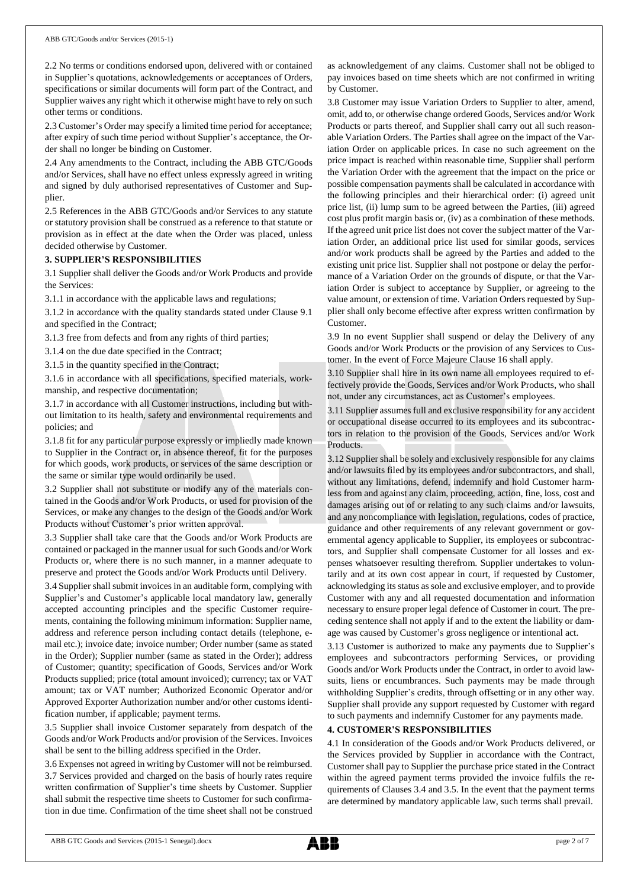2.2 No terms or conditions endorsed upon, delivered with or contained in Supplier's quotations, acknowledgements or acceptances of Orders, specifications or similar documents will form part of the Contract, and Supplier waives any right which it otherwise might have to rely on such other terms or conditions.

2.3 Customer's Order may specify a limited time period for acceptance; after expiry of such time period without Supplier's acceptance, the Order shall no longer be binding on Customer.

2.4 Any amendments to the Contract, including the ABB GTC/Goods and/or Services, shall have no effect unless expressly agreed in writing and signed by duly authorised representatives of Customer and Supplier.

2.5 References in the ABB GTC/Goods and/or Services to any statute or statutory provision shall be construed as a reference to that statute or provision as in effect at the date when the Order was placed, unless decided otherwise by Customer.

**3. SUPPLIER'S RESPONSIBILITIES**

3.1 Supplier shall deliver the Goods and/or Work Products and provide the Services:

3.1.1 in accordance with the applicable laws and regulations;

3.1.2 in accordance with the quality standards stated under Clause 9.1 and specified in the Contract;

3.1.3 free from defects and from any rights of third parties;

3.1.4 on the due date specified in the Contract;

3.1.5 in the quantity specified in the Contract;

3.1.6 in accordance with all specifications, specified materials, workmanship, and respective documentation;

3.1.7 in accordance with all Customer instructions, including but without limitation to its health, safety and environmental requirements and policies; and

3.1.8 fit for any particular purpose expressly or impliedly made known to Supplier in the Contract or, in absence thereof, fit for the purposes for which goods, work products, or services of the same description or the same or similar type would ordinarily be used.

3.2 Supplier shall not substitute or modify any of the materials contained in the Goods and/or Work Products, or used for provision of the Services, or make any changes to the design of the Goods and/or Work Products without Customer's prior written approval.

3.3 Supplier shall take care that the Goods and/or Work Products are contained or packaged in the manner usual for such Goods and/or Work Products or, where there is no such manner, in a manner adequate to preserve and protect the Goods and/or Work Products until Delivery.

3.4 Supplier shall submit invoices in an auditable form, complying with Supplier's and Customer's applicable local mandatory law, generally accepted accounting principles and the specific Customer requirements, containing the following minimum information: Supplier name, address and reference person including contact details (telephone, e-mail etc.); invoice date; invoice number; Order number (same as stated in the Order); Supplier number (same as stated in the Order); address of Customer; quantity; specification of Goods, Services and/or Work Products supplied; price (total amount invoiced); currency; tax or VAT amount; tax or VAT number; Authorized Economic Operator and/or Approved Exporter Authorization number and/or other customs identification number, if applicable; payment terms.

3.5 Supplier shall invoice Customer separately from despatch of the Goods and/or Work Products and/or provision of the Services. Invoices shall be sent to the billing address specified in the Order.

3.6 Expenses not agreed in writing by Customer will not be reimbursed.

3.7 Services provided and charged on the basis of hourly rates require written confirmation of Supplier's time sheets by Customer. Supplier shall submit the respective time sheets to Customer for such confirmation in due time. Confirmation of the time sheet shall not be construed as acknowledgement of any claims. Customer shall not be obliged to pay invoices based on time sheets which are not confirmed in writing by Customer.

3.8 Customer may issue Variation Orders to Supplier to alter, amend, omit, add to, or otherwise change ordered Goods, Services and/or Work Products or parts thereof, and Supplier shall carry out all such reasonable Variation Orders. The Parties shall agree on the impact of the Variation Order on applicable prices. In case no such agreement on the price impact is reached within reasonable time, Supplier shall perform the Variation Order with the agreement that the impact on the price or possible compensation payments shall be calculated in accordance with the following principles and their hierarchical order: (i) agreed unit price list, (ii) lump sum to be agreed between the Parties, (iii) agreed cost plus profit margin basis or, (iv) as a combination of these methods. If the agreed unit price list does not cover the subject matter of the Variation Order, an additional price list used for similar goods, services and/or work products shall be agreed by the Parties and added to the existing unit price list. Supplier shall not postpone or delay the performance of a Variation Order on the grounds of dispute, or that the Variation Order is subject to acceptance by Supplier, or agreeing to the value amount, or extension of time. Variation Orders requested by Supplier shall only become effective after express written confirmation by Customer.

3.9 In no event Supplier shall suspend or delay the Delivery of any Goods and/or Work Products or the provision of any Services to Customer. In the event of Force Majeure Clause 16 shall apply.

3.10 Supplier shall hire in its own name all employees required to effectively provide the Goods, Services and/or Work Products, who shall not, under any circumstances, act as Customer's employees.

3.11 Supplier assumes full and exclusive responsibility for any accident or occupational disease occurred to its employees and its subcontractors in relation to the provision of the Goods, Services and/or Work Products.

3.12 Supplier shall be solely and exclusively responsible for any claims and/or lawsuits filed by its employees and/or subcontractors, and shall, without any limitations, defend, indemnify and hold Customer harmless from and against any claim, proceeding, action, fine, loss, cost and damages arising out of or relating to any such claims and/or lawsuits, and any noncompliance with legislation, regulations, codes of practice, guidance and other requirements of any relevant government or governmental agency applicable to Supplier, its employees or subcontractors, and Supplier shall compensate Customer for all losses and expenses whatsoever resulting therefrom. Supplier undertakes to voluntarily and at its own cost appear in court, if requested by Customer, acknowledging its status as sole and exclusive employer, and to provide Customer with any and all requested documentation and information necessary to ensure proper legal defence of Customer in court. The preceding sentence shall not apply if and to the extent the liability or damage was caused by Customer's gross negligence or intentional act.

3.13 Customer is authorized to make any payments due to Supplier's employees and subcontractors performing Services, or providing Goods and/or Work Products under the Contract, in order to avoid lawsuits, liens or encumbrances. Such payments may be made through withholding Supplier's credits, through offsetting or in any other way. Supplier shall provide any support requested by Customer with regard to such payments and indemnify Customer for any payments made.

**4. CUSTOMER'S RESPONSIBILITIES**

4.1 In consideration of the Goods and/or Work Products delivered, or the Services provided by Supplier in accordance with the Contract, Customer shall pay to Supplier the purchase price stated in the Contract within the agreed payment terms provided the invoice fulfils the requirements of Clauses 3.4 and 3.5. In the event that the payment terms are determined by mandatory applicable law, such terms shall prevail.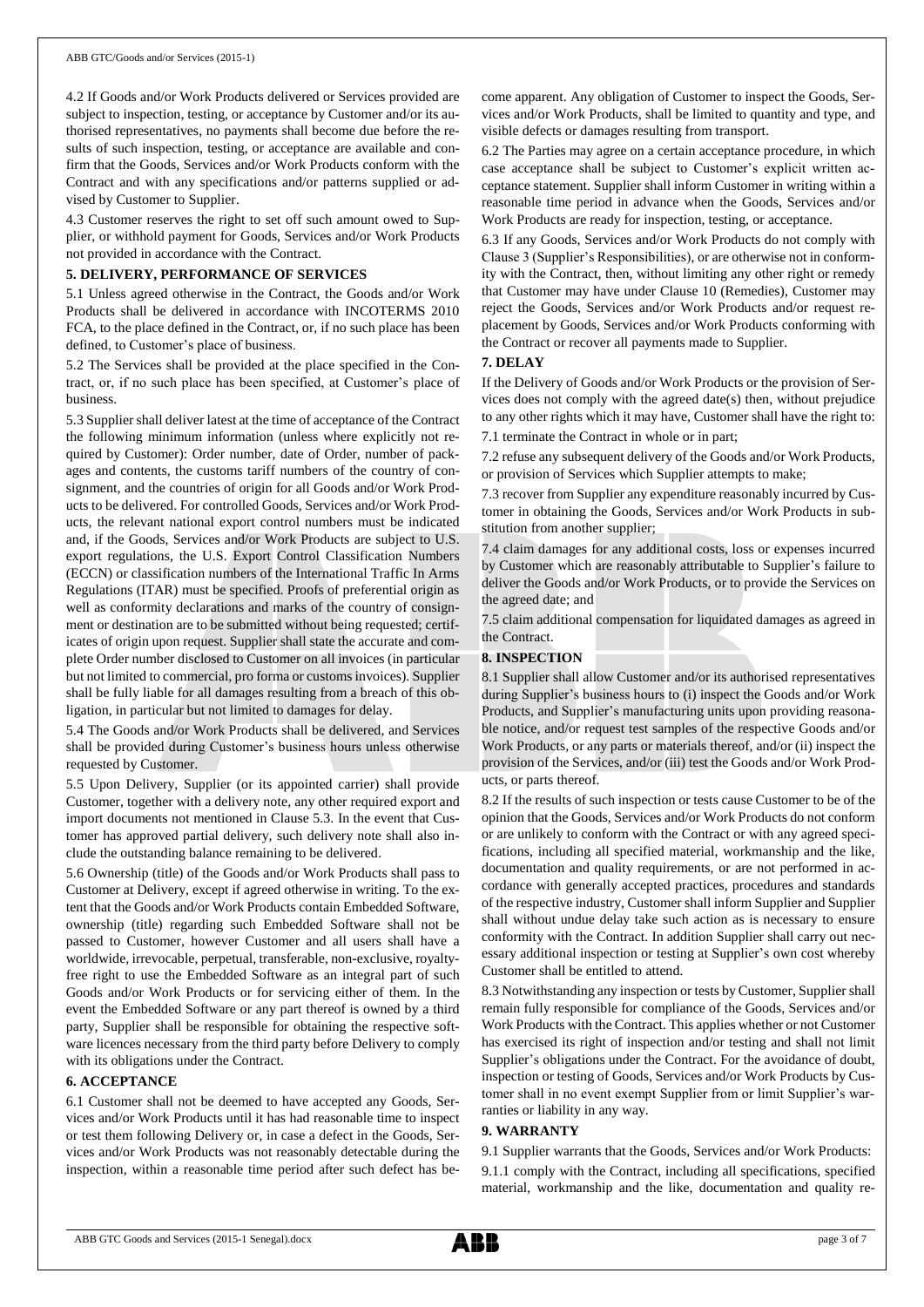4.2 If Goods and/or Work Products delivered or Services provided are subject to inspection, testing, or acceptance by Customer and/or its authorised representatives, no payments shall become due before the results of such inspection, testing, or acceptance are available and confirm that the Goods, Services and/or Work Products conform with the Contract and with any specifications and/or patterns supplied or advised by Customer to Supplier.

4.3 Customer reserves the right to set off such amount owed to Supplier, or withhold payment for Goods, Services and/or Work Products not provided in accordance with the Contract.

**5. DELIVERY, PERFORMANCE OF SERVICES**

5.1 Unless agreed otherwise in the Contract, the Goods and/or Work Products shall be delivered in accordance with INCOTERMS 2010 FCA, to the place defined in the Contract, or, if no such place has been defined, to Customer's place of business.

5.2 The Services shall be provided at the place specified in the Contract, or, if no such place has been specified, at Customer's place of business.

5.3 Supplier shall deliver latest at the time of acceptance of the Contract the following minimum information (unless where explicitly not required by Customer): Order number, date of Order, number of packages and contents, the customs tariff numbers of the country of consignment, and the countries of origin for all Goods and/or Work Products to be delivered. For controlled Goods, Services and/or Work Products, the relevant national export control numbers must be indicated and, if the Goods, Services and/or Work Products are subject to U.S. export regulations, the U.S. Export Control Classification Numbers (ECCN) or classification numbers of the International Traffic In Arms Regulations (ITAR) must be specified. Proofs of preferential origin as well as conformity declarations and marks of the country of consignment or destination are to be submitted without being requested; certificates of origin upon request. Supplier shall state the accurate and complete Order number disclosed to Customer on all invoices (in particular but not limited to commercial, pro forma or customs invoices). Supplier shall be fully liable for all damages resulting from a breach of this obligation, in particular but not limited to damages for delay.

5.4 The Goods and/or Work Products shall be delivered, and Services shall be provided during Customer's business hours unless otherwise requested by Customer.

5.5 Upon Delivery, Supplier (or its appointed carrier) shall provide Customer, together with a delivery note, any other required export and import documents not mentioned in Clause 5.3. In the event that Customer has approved partial delivery, such delivery note shall also include the outstanding balance remaining to be delivered.

5.6 Ownership (title) of the Goods and/or Work Products shall pass to Customer at Delivery, except if agreed otherwise in writing. To the extent that the Goods and/or Work Products contain Embedded Software, ownership (title) regarding such Embedded Software shall not be passed to Customer, however Customer and all users shall have a worldwide, irrevocable, perpetual, transferable, non-exclusive, royalty-free right to use the Embedded Software as an integral part of such Goods and/or Work Products or for servicing either of them. In the event the Embedded Software or any part thereof is owned by a third party, Supplier shall be responsible for obtaining the respective software licences necessary from the third party before Delivery to comply with its obligations under the Contract.

**6. ACCEPTANCE**

6.1 Customer shall not be deemed to have accepted any Goods, Services and/or Work Products until it has had reasonable time to inspect or test them following Delivery or, in case a defect in the Goods, Services and/or Work Products was not reasonably detectable during the inspection, within a reasonable time period after such defect has become apparent. Any obligation of Customer to inspect the Goods, Services and/or Work Products, shall be limited to quantity and type, and visible defects or damages resulting from transport.

6.2 The Parties may agree on a certain acceptance procedure, in which case acceptance shall be subject to Customer's explicit written acceptance statement. Supplier shall inform Customer in writing within a reasonable time period in advance when the Goods, Services and/or Work Products are ready for inspection, testing, or acceptance.

6.3 If any Goods, Services and/or Work Products do not comply with Clause 3 (Supplier's Responsibilities), or are otherwise not in conformity with the Contract, then, without limiting any other right or remedy that Customer may have under Clause 10 (Remedies), Customer may reject the Goods, Services and/or Work Products and/or request replacement by Goods, Services and/or Work Products conforming with the Contract or recover all payments made to Supplier.

**7. DELAY**

If the Delivery of Goods and/or Work Products or the provision of Services does not comply with the agreed date(s) then, without prejudice to any other rights which it may have, Customer shall have the right to:

7.1 terminate the Contract in whole or in part;

7.2 refuse any subsequent delivery of the Goods and/or Work Products, or provision of Services which Supplier attempts to make;

7.3 recover from Supplier any expenditure reasonably incurred by Customer in obtaining the Goods, Services and/or Work Products in substitution from another supplier;

7.4 claim damages for any additional costs, loss or expenses incurred by Customer which are reasonably attributable to Supplier's failure to deliver the Goods and/or Work Products, or to provide the Services on the agreed date; and

7.5 claim additional compensation for liquidated damages as agreed in the Contract.

**8. INSPECTION**

8.1 Supplier shall allow Customer and/or its authorised representatives during Supplier's business hours to (i) inspect the Goods and/or Work Products, and Supplier's manufacturing units upon providing reasonable notice, and/or request test samples of the respective Goods and/or Work Products, or any parts or materials thereof, and/or (ii) inspect the provision of the Services, and/or (iii) test the Goods and/or Work Products, or parts thereof.

8.2 If the results of such inspection or tests cause Customer to be of the opinion that the Goods, Services and/or Work Products do not conform or are unlikely to conform with the Contract or with any agreed specifications, including all specified material, workmanship and the like, documentation and quality requirements, or are not performed in accordance with generally accepted practices, procedures and standards of the respective industry, Customer shall inform Supplier and Supplier shall without undue delay take such action as is necessary to ensure conformity with the Contract. In addition Supplier shall carry out necessary additional inspection or testing at Supplier's own cost whereby Customer shall be entitled to attend.

8.3 Notwithstanding any inspection or tests by Customer, Supplier shall remain fully responsible for compliance of the Goods, Services and/or Work Products with the Contract. This applies whether or not Customer has exercised its right of inspection and/or testing and shall not limit Supplier's obligations under the Contract. For the avoidance of doubt, inspection or testing of Goods, Services and/or Work Products by Customer shall in no event exempt Supplier from or limit Supplier's warranties or liability in any way.

**9. WARRANTY**

9.1 Supplier warrants that the Goods, Services and/or Work Products:

9.1.1 comply with the Contract, including all specifications, specified material, workmanship and the like, documentation and quality re-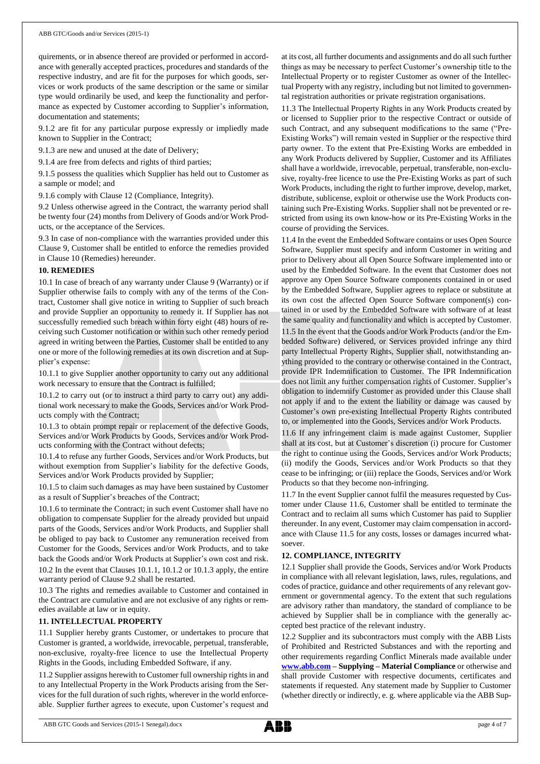quirements, or in absence thereof are provided or performed in accordance with generally accepted practices, procedures and standards of the respective industry, and are fit for the purposes for which goods, services or work products of the same description or the same or similar type would ordinarily be used, and keep the functionality and performance as expected by Customer according to Supplier's information, documentation and statements;

9.1.2 are fit for any particular purpose expressly or impliedly made known to Supplier in the Contract;

9.1.3 are new and unused at the date of Delivery;

9.1.4 are free from defects and rights of third parties;

9.1.5 possess the qualities which Supplier has held out to Customer as a sample or model; and

9.1.6 comply with Clause 12 (Compliance, Integrity).

9.2 Unless otherwise agreed in the Contract, the warranty period shall be twenty four (24) months from Delivery of Goods and/or Work Products, or the acceptance of the Services.

9.3 In case of non-compliance with the warranties provided under this Clause 9, Customer shall be entitled to enforce the remedies provided in Clause 10 (Remedies) hereunder.

**10. REMEDIES**

10.1 In case of breach of any warranty under Clause 9 (Warranty) or if Supplier otherwise fails to comply with any of the terms of the Contract, Customer shall give notice in writing to Supplier of such breach and provide Supplier an opportunity to remedy it. If Supplier has not successfully remedied such breach within forty eight (48) hours of receiving such Customer notification or within such other remedy period agreed in writing between the Parties, Customer shall be entitled to any one or more of the following remedies at its own discretion and at Supplier's expense:

10.1.1 to give Supplier another opportunity to carry out any additional work necessary to ensure that the Contract is fulfilled;

10.1.2 to carry out (or to instruct a third party to carry out) any additional work necessary to make the Goods, Services and/or Work Products comply with the Contract;

10.1.3 to obtain prompt repair or replacement of the defective Goods, Services and/or Work Products by Goods, Services and/or Work Products conforming with the Contract without defects;

10.1.4 to refuse any further Goods, Services and/or Work Products, but without exemption from Supplier's liability for the defective Goods, Services and/or Work Products provided by Supplier;

10.1.5 to claim such damages as may have been sustained by Customer as a result of Supplier's breaches of the Contract;

10.1.6 to terminate the Contract; in such event Customer shall have no obligation to compensate Supplier for the already provided but unpaid parts of the Goods, Services and/or Work Products, and Supplier shall be obliged to pay back to Customer any remuneration received from Customer for the Goods, Services and/or Work Products, and to take back the Goods and/or Work Products at Supplier's own cost and risk.

10.2 In the event that Clauses 10.1.1, 10.1.2 or 10.1.3 apply, the entire warranty period of Clause 9.2 shall be restarted.

10.3 The rights and remedies available to Customer and contained in the Contract are cumulative and are not exclusive of any rights or remedies available at law or in equity.

**11. INTELLECTUAL PROPERTY**

11.1 Supplier hereby grants Customer, or undertakes to procure that Customer is granted, a worldwide, irrevocable, perpetual, transferable, non-exclusive, royalty-free licence to use the Intellectual Property Rights in the Goods, including Embedded Software, if any.

11.2 Supplier assigns herewith to Customer full ownership rights in and to any Intellectual Property in the Work Products arising from the Services for the full duration of such rights, wherever in the world enforceable. Supplier further agrees to execute, upon Customer's request and at its cost, all further documents and assignments and do all such further things as may be necessary to perfect Customer's ownership title to the Intellectual Property or to register Customer as owner of the Intellectual Property with any registry, including but not limited to governmental registration authorities or private registration organisations.

11.3 The Intellectual Property Rights in any Work Products created by or licensed to Supplier prior to the respective Contract or outside of such Contract, and any subsequent modifications to the same ("Pre-Existing Works") will remain vested in Supplier or the respective third party owner. To the extent that Pre-Existing Works are embedded in any Work Products delivered by Supplier, Customer and its Affiliates shall have a worldwide, irrevocable, perpetual, transferable, non-exclusive, royalty-free licence to use the Pre-Existing Works as part of such Work Products, including the right to further improve, develop, market, distribute, sublicense, exploit or otherwise use the Work Products containing such Pre-Existing Works. Supplier shall not be prevented or restricted from using its own know-how or its Pre-Existing Works in the course of providing the Services.

11.4 In the event the Embedded Software contains or uses Open Source Software, Supplier must specify and inform Customer in writing and prior to Delivery about all Open Source Software implemented into or used by the Embedded Software. In the event that Customer does not approve any Open Source Software components contained in or used by the Embedded Software, Supplier agrees to replace or substitute at its own cost the affected Open Source Software component(s) contained in or used by the Embedded Software with software of at least the same quality and functionality and which is accepted by Customer.

11.5 In the event that the Goods and/or Work Products (and/or the Embedded Software) delivered, or Services provided infringe any third party Intellectual Property Rights, Supplier shall, notwithstanding anything provided to the contrary or otherwise contained in the Contract, provide IPR Indemnification to Customer. The IPR Indemnification does not limit any further compensation rights of Customer. Supplier's obligation to indemnify Customer as provided under this Clause shall not apply if and to the extent the liability or damage was caused by Customer's own pre-existing Intellectual Property Rights contributed to, or implemented into the Goods, Services and/or Work Products.

11.6 If any infringement claim is made against Customer, Supplier shall at its cost, but at Customer's discretion (i) procure for Customer the right to continue using the Goods, Services and/or Work Products; (ii) modify the Goods, Services and/or Work Products so that they cease to be infringing; or (iii) replace the Goods, Services and/or Work Products so that they become non-infringing.

11.7 In the event Supplier cannot fulfil the measures requested by Customer under Clause 11.6, Customer shall be entitled to terminate the Contract and to reclaim all sums which Customer has paid to Supplier thereunder. In any event, Customer may claim compensation in accordance with Clause 11.5 for any costs, losses or damages incurred whatsoever.

**12. COMPLIANCE, INTEGRITY**

12.1 Supplier shall provide the Goods, Services and/or Work Products in compliance with all relevant legislation, laws, rules, regulations, and codes of practice, guidance and other requirements of any relevant government or governmental agency. To the extent that such regulations are advisory rather than mandatory, the standard of compliance to be achieved by Supplier shall be in compliance with the generally accepted best practice of the relevant industry.

12.2 Supplier and its subcontractors must comply with the ABB Lists of Prohibited and Restricted Substances and with the reporting and other requirements regarding Conflict Minerals made available under **www.abb.com – Supplying – Material Compliance** or otherwise and shall provide Customer with respective documents, certificates and statements if requested. Any statement made by Supplier to Customer (whether directly or indirectly, e. g. where applicable via the ABB Sup-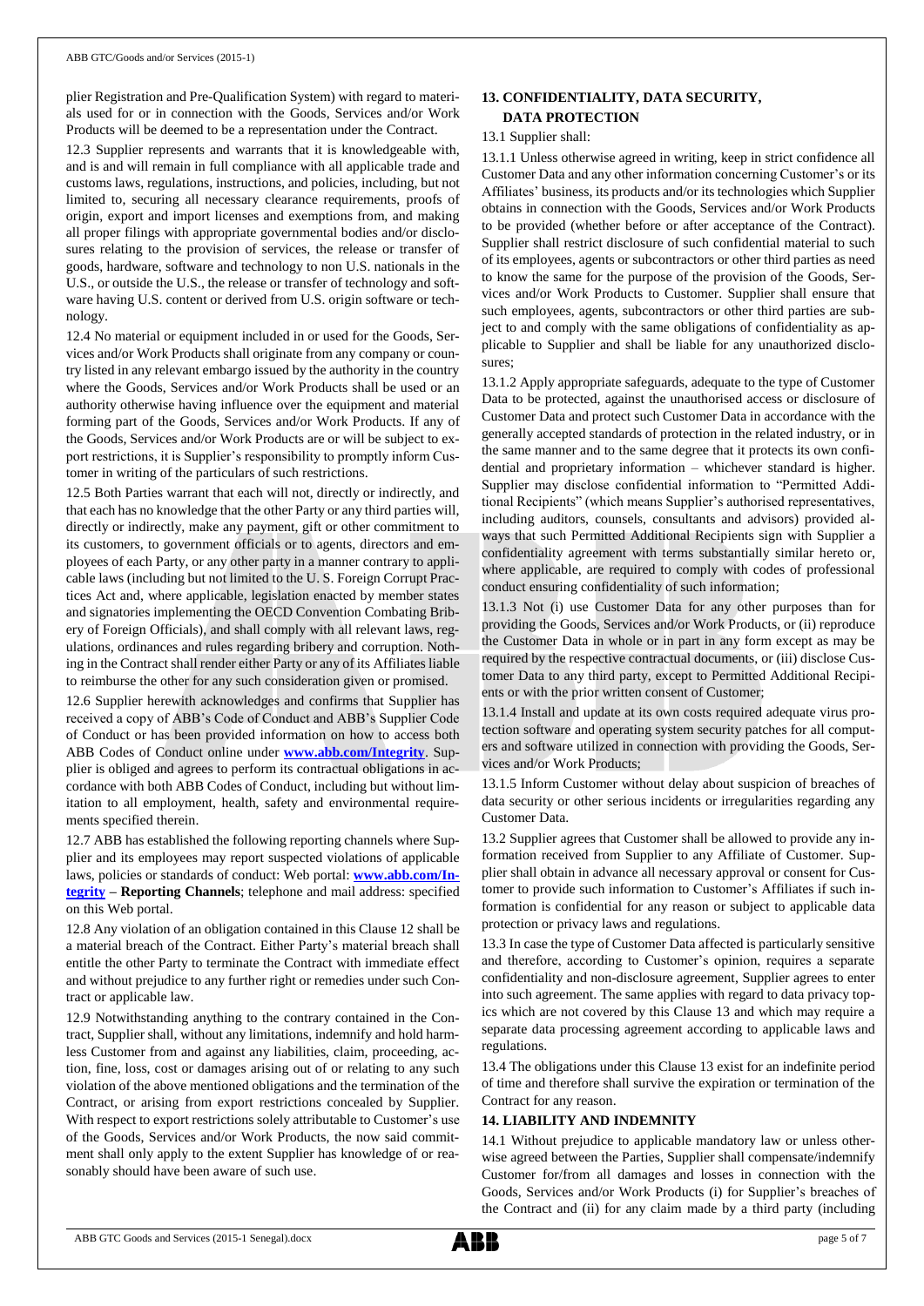plier Registration and Pre-Qualification System) with regard to materials used for or in connection with the Goods, Services and/or Work Products will be deemed to be a representation under the Contract.

12.3 Supplier represents and warrants that it is knowledgeable with, and is and will remain in full compliance with all applicable trade and customs laws, regulations, instructions, and policies, including, but not limited to, securing all necessary clearance requirements, proofs of origin, export and import licenses and exemptions from, and making all proper filings with appropriate governmental bodies and/or disclosures relating to the provision of services, the release or transfer of goods, hardware, software and technology to non U.S. nationals in the U.S., or outside the U.S., the release or transfer of technology and software having U.S. content or derived from U.S. origin software or technology.

12.4 No material or equipment included in or used for the Goods, Services and/or Work Products shall originate from any company or country listed in any relevant embargo issued by the authority in the country where the Goods, Services and/or Work Products shall be used or an authority otherwise having influence over the equipment and material forming part of the Goods, Services and/or Work Products. If any of the Goods, Services and/or Work Products are or will be subject to export restrictions, it is Supplier's responsibility to promptly inform Customer in writing of the particulars of such restrictions.

12.5 Both Parties warrant that each will not, directly or indirectly, and that each has no knowledge that the other Party or any third parties will, directly or indirectly, make any payment, gift or other commitment to its customers, to government officials or to agents, directors and employees of each Party, or any other party in a manner contrary to applicable laws (including but not limited to the U. S. Foreign Corrupt Practices Act and, where applicable, legislation enacted by member states and signatories implementing the OECD Convention Combating Bribery of Foreign Officials), and shall comply with all relevant laws, regulations, ordinances and rules regarding bribery and corruption. Nothing in the Contract shall render either Party or any of its Affiliates liable to reimburse the other for any such consideration given or promised.

12.6 Supplier herewith acknowledges and confirms that Supplier has received a copy of ABB's Code of Conduct and ABB's Supplier Code of Conduct or has been provided information on how to access both ABB Codes of Conduct online under **www.abb.com/Integrity**. Supplier is obliged and agrees to perform its contractual obligations in accordance with both ABB Codes of Conduct, including but without limitation to all employment, health, safety and environmental requirements specified therein.

12.7 ABB has established the following reporting channels where Supplier and its employees may report suspected violations of applicable laws, policies or standards of conduct: Web portal: **www.abb.com/Integrity** – **Reporting Channels**; telephone and mail address: specified on this Web portal.

12.8 Any violation of an obligation contained in this Clause 12 shall be a material breach of the Contract. Either Party's material breach shall entitle the other Party to terminate the Contract with immediate effect and without prejudice to any further right or remedies under such Contract or applicable law.

12.9 Notwithstanding anything to the contrary contained in the Contract, Supplier shall, without any limitations, indemnify and hold harmless Customer from and against any liabilities, claim, proceeding, action, fine, loss, cost or damages arising out of or relating to any such violation of the above mentioned obligations and the termination of the Contract, or arising from export restrictions concealed by Supplier. With respect to export restrictions solely attributable to Customer's use of the Goods, Services and/or Work Products, the now said commitment shall only apply to the extent Supplier has knowledge of or reasonably should have been aware of such use.

## 13. CONFIDENTIALITY, DATA SECURITY, DATA PROTECTION

13.1 Supplier shall:

13.1.1 Unless otherwise agreed in writing, keep in strict confidence all Customer Data and any other information concerning Customer's or its Affiliates' business, its products and/or its technologies which Supplier obtains in connection with the Goods, Services and/or Work Products to be provided (whether before or after acceptance of the Contract). Supplier shall restrict disclosure of such confidential material to such of its employees, agents or subcontractors or other third parties as need to know the same for the purpose of the provision of the Goods, Services and/or Work Products to Customer. Supplier shall ensure that such employees, agents, subcontractors or other third parties are subject to and comply with the same obligations of confidentiality as applicable to Supplier and shall be liable for any unauthorized disclosures;

13.1.2 Apply appropriate safeguards, adequate to the type of Customer Data to be protected, against the unauthorised access or disclosure of Customer Data and protect such Customer Data in accordance with the generally accepted standards of protection in the related industry, or in the same manner and to the same degree that it protects its own confidential and proprietary information – whichever standard is higher. Supplier may disclose confidential information to "Permitted Additional Recipients" (which means Supplier's authorised representatives, including auditors, counsels, consultants and advisors) provided always that such Permitted Additional Recipients sign with Supplier a confidentiality agreement with terms substantially similar hereto or, where applicable, are required to comply with codes of professional conduct ensuring confidentiality of such information;

13.1.3 Not (i) use Customer Data for any other purposes than for providing the Goods, Services and/or Work Products, or (ii) reproduce the Customer Data in whole or in part in any form except as may be required by the respective contractual documents, or (iii) disclose Customer Data to any third party, except to Permitted Additional Recipients or with the prior written consent of Customer;

13.1.4 Install and update at its own costs required adequate virus protection software and operating system security patches for all computers and software utilized in connection with providing the Goods, Services and/or Work Products;

13.1.5 Inform Customer without delay about suspicion of breaches of data security or other serious incidents or irregularities regarding any Customer Data.

13.2 Supplier agrees that Customer shall be allowed to provide any information received from Supplier to any Affiliate of Customer. Supplier shall obtain in advance all necessary approval or consent for Customer to provide such information to Customer's Affiliates if such information is confidential for any reason or subject to applicable data protection or privacy laws and regulations.

13.3 In case the type of Customer Data affected is particularly sensitive and therefore, according to Customer's opinion, requires a separate confidentiality and non-disclosure agreement, Supplier agrees to enter into such agreement. The same applies with regard to data privacy topics which are not covered by this Clause 13 and which may require a separate data processing agreement according to applicable laws and regulations.

13.4 The obligations under this Clause 13 exist for an indefinite period of time and therefore shall survive the expiration or termination of the Contract for any reason.

## 14. LIABILITY AND INDEMNITY

14.1 Without prejudice to applicable mandatory law or unless otherwise agreed between the Parties, Supplier shall compensate/indemnify Customer for/from all damages and losses in connection with the Goods, Services and/or Work Products (i) for Supplier's breaches of the Contract and (ii) for any claim made by a third party (including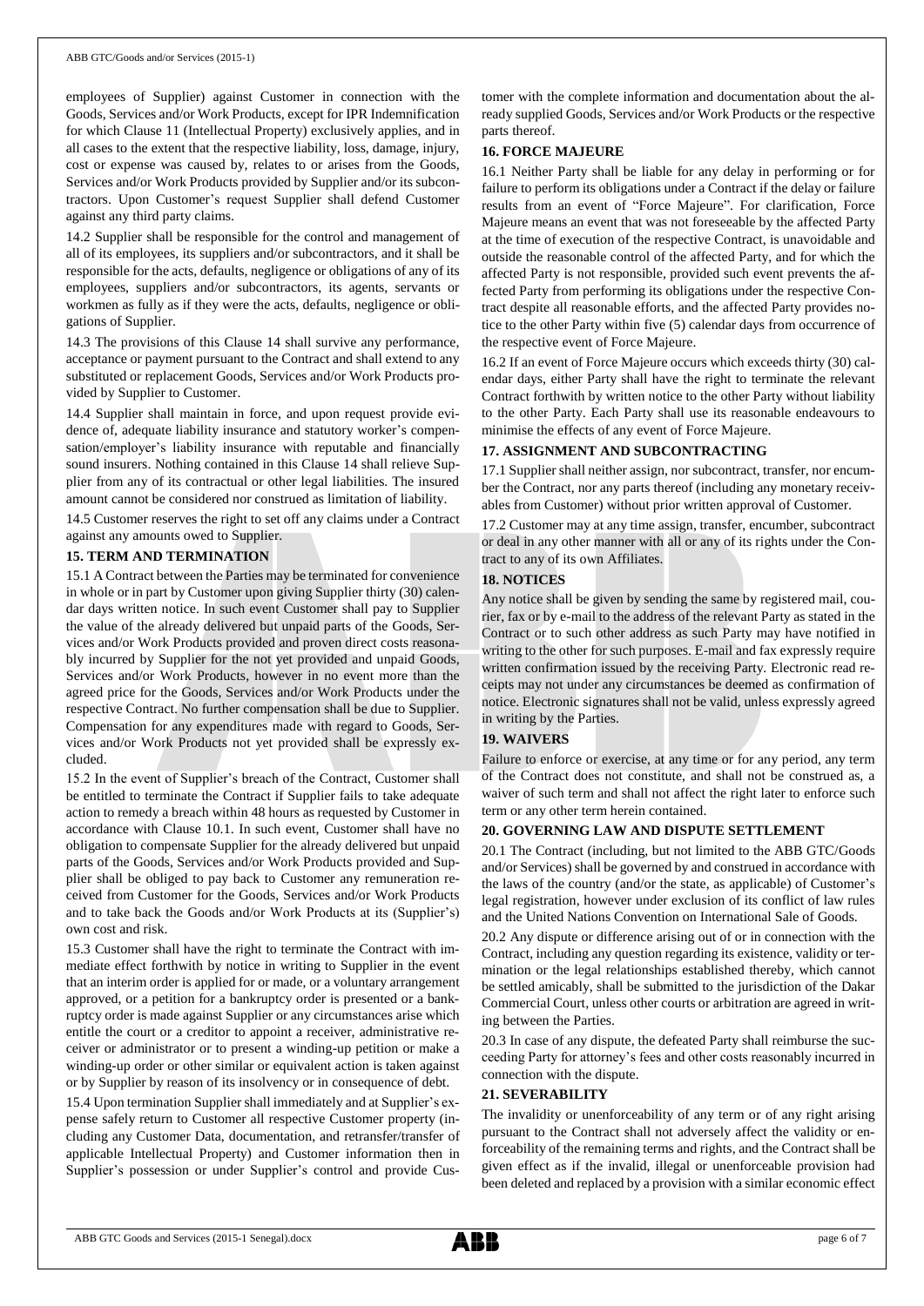employees of Supplier) against Customer in connection with the Goods, Services and/or Work Products, except for IPR Indemnification for which Clause 11 (Intellectual Property) exclusively applies, and in all cases to the extent that the respective liability, loss, damage, injury, cost or expense was caused by, relates to or arises from the Goods, Services and/or Work Products provided by Supplier and/or its subcontractors. Upon Customer's request Supplier shall defend Customer against any third party claims.

14.2 Supplier shall be responsible for the control and management of all of its employees, its suppliers and/or subcontractors, and it shall be responsible for the acts, defaults, negligence or obligations of any of its employees, suppliers and/or subcontractors, its agents, servants or workmen as fully as if they were the acts, defaults, negligence or obligations of Supplier.

14.3 The provisions of this Clause 14 shall survive any performance, acceptance or payment pursuant to the Contract and shall extend to any substituted or replacement Goods, Services and/or Work Products provided by Supplier to Customer.

14.4 Supplier shall maintain in force, and upon request provide evidence of, adequate liability insurance and statutory worker's compensation/employer's liability insurance with reputable and financially sound insurers. Nothing contained in this Clause 14 shall relieve Supplier from any of its contractual or other legal liabilities. The insured amount cannot be considered nor construed as limitation of liability.

14.5 Customer reserves the right to set off any claims under a Contract against any amounts owed to Supplier.

## 15. TERM AND TERMINATION

15.1 A Contract between the Parties may be terminated for convenience in whole or in part by Customer upon giving Supplier thirty (30) calendar days written notice. In such event Customer shall pay to Supplier the value of the already delivered but unpaid parts of the Goods, Services and/or Work Products provided and proven direct costs reasonably incurred by Supplier for the not yet provided and unpaid Goods, Services and/or Work Products, however in no event more than the agreed price for the Goods, Services and/or Work Products under the respective Contract. No further compensation shall be due to Supplier. Compensation for any expenditures made with regard to Goods, Services and/or Work Products not yet provided shall be expressly excluded.

15.2 In the event of Supplier's breach of the Contract, Customer shall be entitled to terminate the Contract if Supplier fails to take adequate action to remedy a breach within 48 hours as requested by Customer in accordance with Clause 10.1. In such event, Customer shall have no obligation to compensate Supplier for the already delivered but unpaid parts of the Goods, Services and/or Work Products provided and Supplier shall be obliged to pay back to Customer any remuneration received from Customer for the Goods, Services and/or Work Products and to take back the Goods and/or Work Products at its (Supplier's) own cost and risk.

15.3 Customer shall have the right to terminate the Contract with immediate effect forthwith by notice in writing to Supplier in the event that an interim order is applied for or made, or a voluntary arrangement approved, or a petition for a bankruptcy order is presented or a bankruptcy order is made against Supplier or any circumstances arise which entitle the court or a creditor to appoint a receiver, administrative receiver or administrator or to present a winding-up petition or make a winding-up order or other similar or equivalent action is taken against or by Supplier by reason of its insolvency or in consequence of debt.

15.4 Upon termination Supplier shall immediately and at Supplier's expense safely return to Customer all respective Customer property (including any Customer Data, documentation, and retransfer/transfer of applicable Intellectual Property) and Customer information then in Supplier's possession or under Supplier's control and provide Customer with the complete information and documentation about the already supplied Goods, Services and/or Work Products or the respective parts thereof.

## 16. FORCE MAJEURE

16.1 Neither Party shall be liable for any delay in performing or for failure to perform its obligations under a Contract if the delay or failure results from an event of "Force Majeure". For clarification, Force Majeure means an event that was not foreseeable by the affected Party at the time of execution of the respective Contract, is unavoidable and outside the reasonable control of the affected Party, and for which the affected Party is not responsible, provided such event prevents the affected Party from performing its obligations under the respective Contract despite all reasonable efforts, and the affected Party provides notice to the other Party within five (5) calendar days from occurrence of the respective event of Force Majeure.

16.2 If an event of Force Majeure occurs which exceeds thirty (30) calendar days, either Party shall have the right to terminate the relevant Contract forthwith by written notice to the other Party without liability to the other Party. Each Party shall use its reasonable endeavours to minimise the effects of any event of Force Majeure.

## 17. ASSIGNMENT AND SUBCONTRACTING

17.1 Supplier shall neither assign, nor subcontract, transfer, nor encumber the Contract, nor any parts thereof (including any monetary receivables from Customer) without prior written approval of Customer.

17.2 Customer may at any time assign, transfer, encumber, subcontract or deal in any other manner with all or any of its rights under the Contract to any of its own Affiliates.

## 18. NOTICES

Any notice shall be given by sending the same by registered mail, courier, fax or by e-mail to the address of the relevant Party as stated in the Contract or to such other address as such Party may have notified in writing to the other for such purposes. E-mail and fax expressly require written confirmation issued by the receiving Party. Electronic read receipts may not under any circumstances be deemed as confirmation of notice. Electronic signatures shall not be valid, unless expressly agreed in writing by the Parties.

## 19. WAIVERS

Failure to enforce or exercise, at any time or for any period, any term of the Contract does not constitute, and shall not be construed as, a waiver of such term and shall not affect the right later to enforce such term or any other term herein contained.

## 20. GOVERNING LAW AND DISPUTE SETTLEMENT

20.1 The Contract (including, but not limited to the ABB GTC/Goods and/or Services) shall be governed by and construed in accordance with the laws of the country (and/or the state, as applicable) of Customer's legal registration, however under exclusion of its conflict of law rules and the United Nations Convention on International Sale of Goods.

20.2 Any dispute or difference arising out of or in connection with the Contract, including any question regarding its existence, validity or termination or the legal relationships established thereby, which cannot be settled amicably, shall be submitted to the jurisdiction of the Dakar Commercial Court, unless other courts or arbitration are agreed in writing between the Parties.

20.3 In case of any dispute, the defeated Party shall reimburse the succeeding Party for attorney's fees and other costs reasonably incurred in connection with the dispute.

## 21. SEVERABILITY

The invalidity or unenforceability of any term or of any right arising pursuant to the Contract shall not adversely affect the validity or enforceability of the remaining terms and rights, and the Contract shall be given effect as if the invalid, illegal or unenforceable provision had been deleted and replaced by a provision with a similar economic effect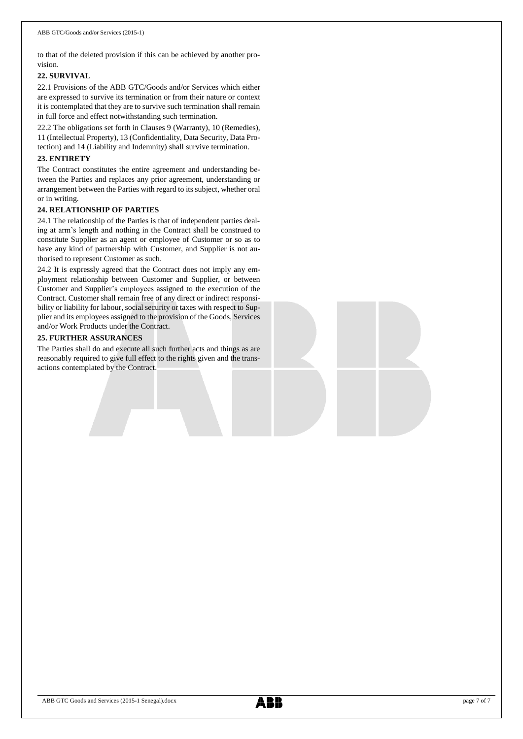to that of the deleted provision if this can be achieved by another provision.

## 22. SURVIVAL

22.1 Provisions of the ABB GTC/Goods and/or Services which either are expressed to survive its termination or from their nature or context it is contemplated that they are to survive such termination shall remain in full force and effect notwithstanding such termination.

22.2 The obligations set forth in Clauses 9 (Warranty), 10 (Remedies), 11 (Intellectual Property), 13 (Confidentiality, Data Security, Data Protection) and 14 (Liability and Indemnity) shall survive termination.

## 23. ENTIRETY

The Contract constitutes the entire agreement and understanding between the Parties and replaces any prior agreement, understanding or arrangement between the Parties with regard to its subject, whether oral or in writing.

## 24. RELATIONSHIP OF PARTIES

24.1 The relationship of the Parties is that of independent parties dealing at arm's length and nothing in the Contract shall be construed to constitute Supplier as an agent or employee of Customer or so as to have any kind of partnership with Customer, and Supplier is not authorised to represent Customer as such.

24.2 It is expressly agreed that the Contract does not imply any employment relationship between Customer and Supplier, or between Customer and Supplier's employees assigned to the execution of the Contract. Customer shall remain free of any direct or indirect responsibility or liability for labour, social security or taxes with respect to Supplier and its employees assigned to the provision of the Goods, Services and/or Work Products under the Contract.

## 25. FURTHER ASSURANCES

The Parties shall do and execute all such further acts and things as are reasonably required to give full effect to the rights given and the transactions contemplated by the Contract.